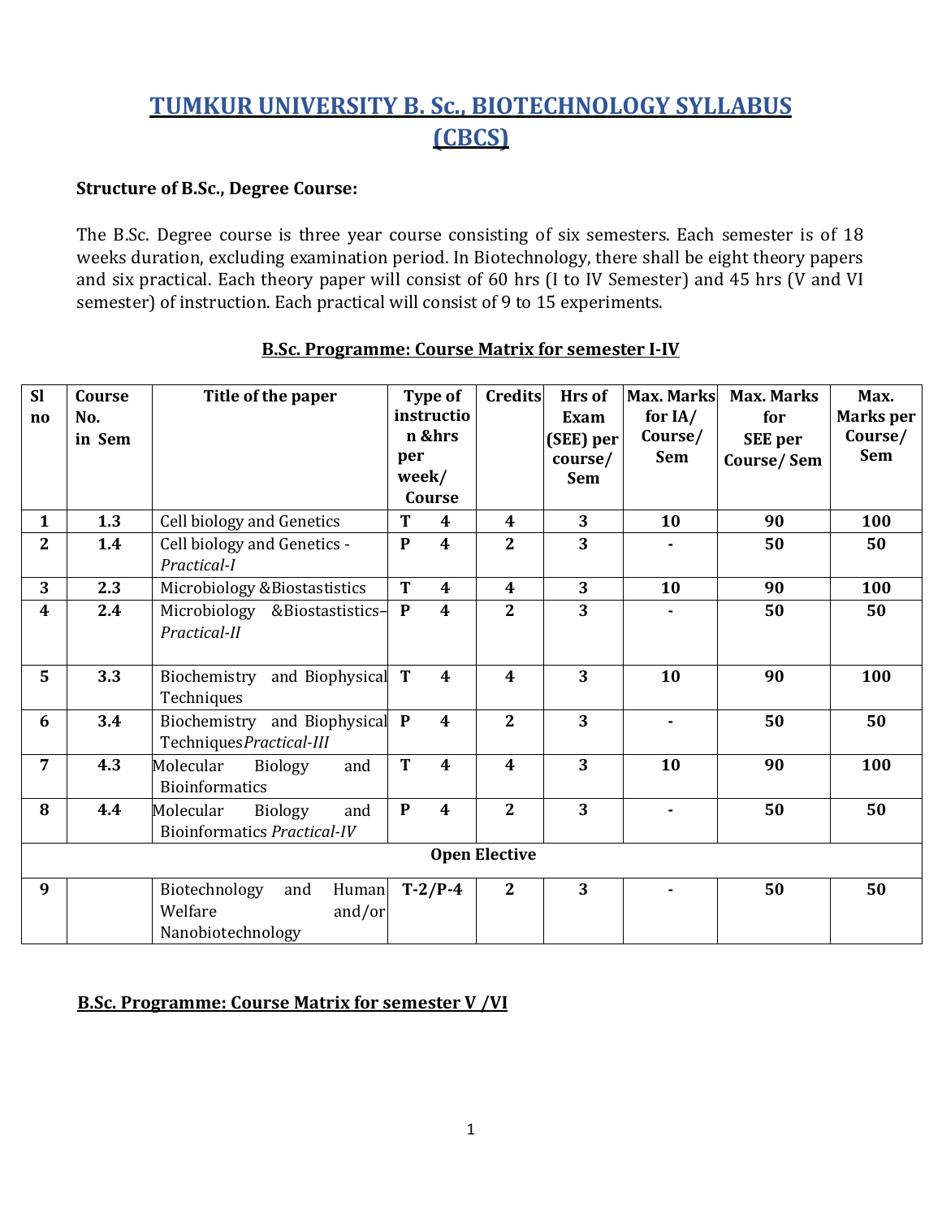# TUMKUR UNIVERSITY B. Sc., BIOTECHNOLOGY SYLLABUS (CBCS)

**Structure of B.Sc., Degree Course:**

The B.Sc. Degree course is three year course consisting of six semesters. Each semester is of 18 weeks duration, excluding examination period. In Biotechnology, there shall be eight theory papers and six practical. Each theory paper will consist of 60 hrs (I to IV Semester) and 45 hrs (V and VI semester) of instruction. Each practical will consist of 9 to 15 experiments.

## B.Sc. Programme: Course Matrix for semester I-IV

| Sl no | Course No. in Sem | Title of the paper | Type of instruction &hrs per week/ Course | Credits | Hrs of Exam (SEE) per course/ Sem | Max. Marks for IA/ Course/ Sem | Max. Marks for SEE per Course/ Sem | Max. Marks per Course/ Sem |
|---|---|---|---|---|---|---|---|---|
| 1 | 1.3 | Cell biology and Genetics | T 4 | 4 | 3 | 10 | 90 | 100 |
| 2 | 1.4 | Cell biology and Genetics - *Practical-I* | P 4 | 2 | 3 | - | 50 | 50 |
| 3 | 2.3 | Microbiology &Biostastistics | T 4 | 4 | 3 | 10 | 90 | 100 |
| 4 | 2.4 | Microbiology &Biostastistics– *Practical-II* | P 4 | 2 | 3 | - | 50 | 50 |
| 5 | 3.3 | Biochemistry and Biophysical Techniques | T 4 | 4 | 3 | 10 | 90 | 100 |
| 6 | 3.4 | Biochemistry and Biophysical Techniques*Practical-III* | P 4 | 2 | 3 | - | 50 | 50 |
| 7 | 4.3 | Molecular Biology and Bioinformatics | T 4 | 4 | 3 | 10 | 90 | 100 |
| 8 | 4.4 | Molecular Biology and Bioinformatics *Practical-IV* | P 4 | 2 | 3 | - | 50 | 50 |
| **Open Elective** | | | | | | | | |
| 9 | | Biotechnology and Human Welfare and/or Nanobiotechnology | T-2/P-4 | 2 | 3 | - | 50 | 50 |

## B.Sc. Programme: Course Matrix for semester V /VI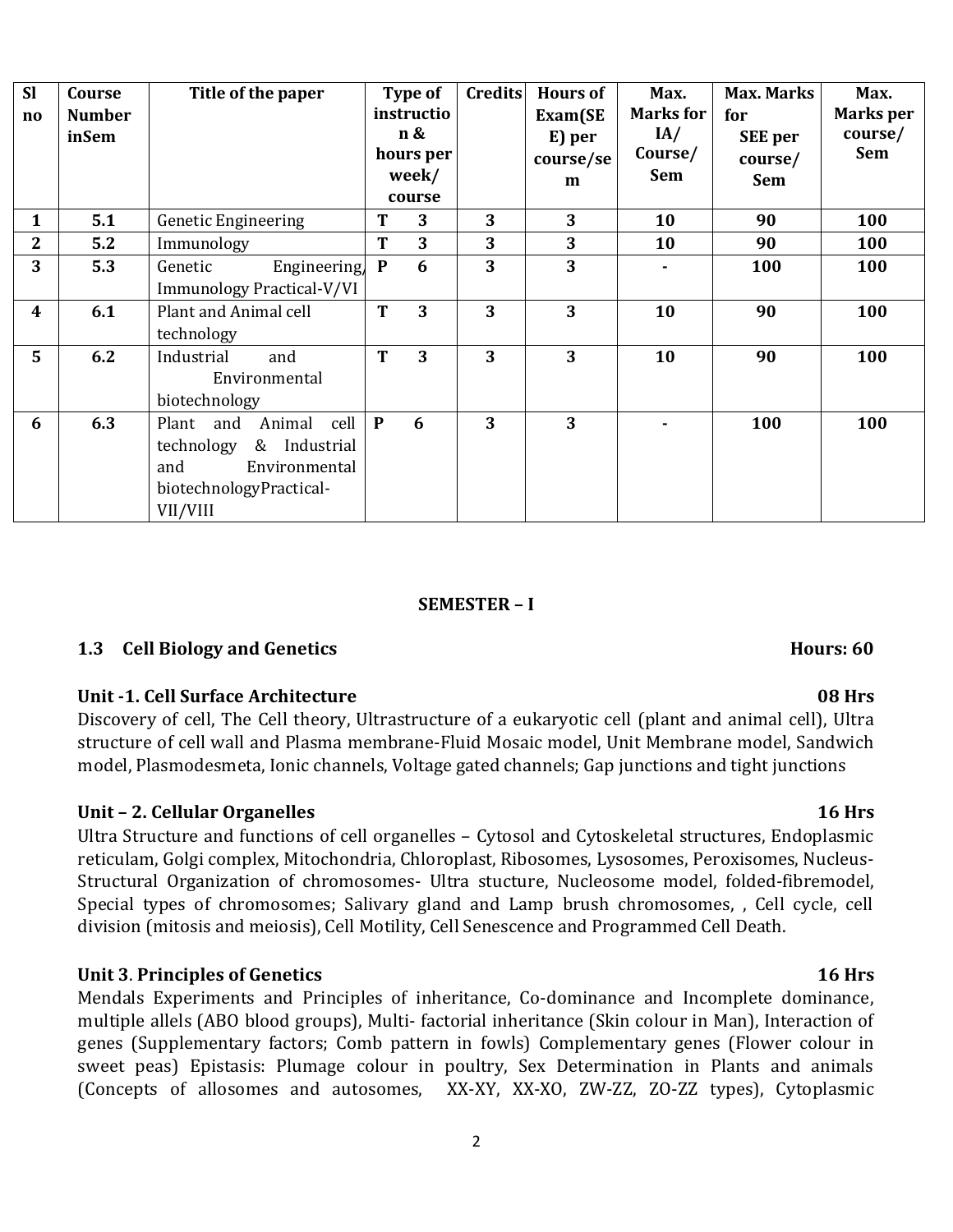| Sl no | Course Number inSem | Title of the paper | Type of instruction & hours per week/ course | Credits | Hours of Exam(SEE) per course/sem | Max. Marks for IA/ Course/ Sem | Max. Marks for SEE per course/ Sem | Max. Marks per course/ Sem |
|---|---|---|---|---|---|---|---|---|
| 1 | 5.1 | Genetic Engineering | T 3 | 3 | 3 | 10 | 90 | 100 |
| 2 | 5.2 | Immunology | T 3 | 3 | 3 | 10 | 90 | 100 |
| 3 | 5.3 | Genetic Engineering, Immunology Practical-V/VI | P 6 | 3 | 3 | - | 100 | 100 |
| 4 | 6.1 | Plant and Animal cell technology | T 3 | 3 | 3 | 10 | 90 | 100 |
| 5 | 6.2 | Industrial and Environmental biotechnology | T 3 | 3 | 3 | 10 | 90 | 100 |
| 6 | 6.3 | Plant and Animal cell technology & Industrial and Environmental biotechnologyPractical-VII/VIII | P 6 | 3 | 3 | - | 100 | 100 |

## SEMESTER – I

### 1.3 Cell Biology and Genetics — Hours: 60

**Unit -1. Cell Surface Architecture — 08 Hrs**

Discovery of cell, The Cell theory, Ultrastructure of a eukaryotic cell (plant and animal cell), Ultra structure of cell wall and Plasma membrane-Fluid Mosaic model, Unit Membrane model, Sandwich model, Plasmodesmeta, Ionic channels, Voltage gated channels; Gap junctions and tight junctions

**Unit – 2. Cellular Organelles — 16 Hrs**

Ultra Structure and functions of cell organelles – Cytosol and Cytoskeletal structures, Endoplasmic reticulam, Golgi complex, Mitochondria, Chloroplast, Ribosomes, Lysosomes, Peroxisomes, Nucleus-Structural Organization of chromosomes- Ultra stucture, Nucleosome model, folded-fibremodel, Special types of chromosomes; Salivary gland and Lamp brush chromosomes, , Cell cycle, cell division (mitosis and meiosis), Cell Motility, Cell Senescence and Programmed Cell Death.

**Unit 3. Principles of Genetics — 16 Hrs**

Mendals Experiments and Principles of inheritance, Co-dominance and Incomplete dominance, multiple allels (ABO blood groups), Multi- factorial inheritance (Skin colour in Man), Interaction of genes (Supplementary factors; Comb pattern in fowls) Complementary genes (Flower colour in sweet peas) Epistasis: Plumage colour in poultry, Sex Determination in Plants and animals (Concepts of allosomes and autosomes, XX-XY, XX-XO, ZW-ZZ, ZO-ZZ types), Cytoplasmic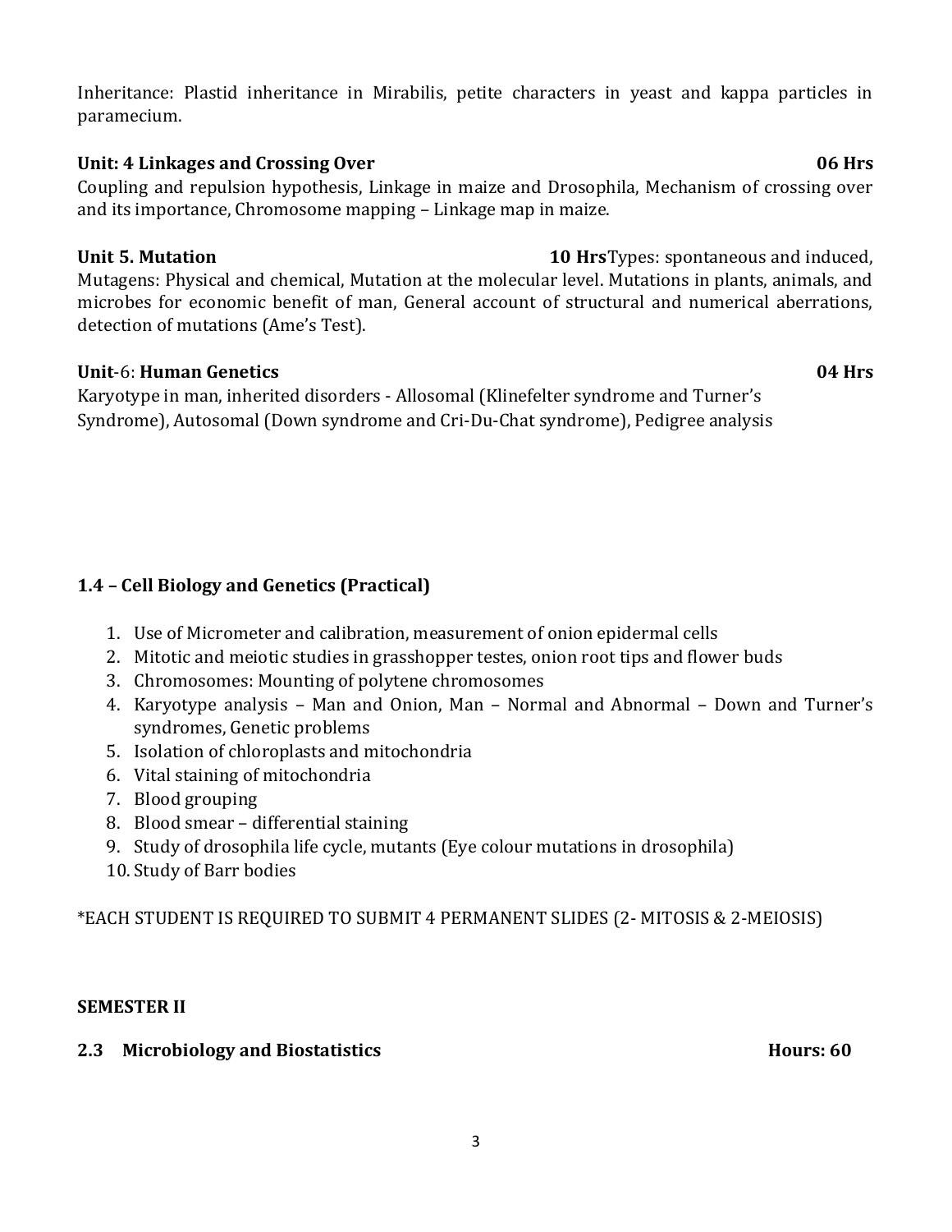Inheritance: Plastid inheritance in Mirabilis, petite characters in yeast and kappa particles in paramecium.

**Unit: 4 Linkages and Crossing Over** **06 Hrs**

Coupling and repulsion hypothesis, Linkage in maize and Drosophila, Mechanism of crossing over and its importance, Chromosome mapping – Linkage map in maize.

**Unit 5. Mutation** **10 Hrs**

Types: spontaneous and induced, Mutagens: Physical and chemical, Mutation at the molecular level. Mutations in plants, animals, and microbes for economic benefit of man, General account of structural and numerical aberrations, detection of mutations (Ame's Test).

**Unit**-6: **Human Genetics** **04 Hrs**

Karyotype in man, inherited disorders - Allosomal (Klinefelter syndrome and Turner's Syndrome), Autosomal (Down syndrome and Cri-Du-Chat syndrome), Pedigree analysis

### 1.4 – Cell Biology and Genetics (Practical)

1. Use of Micrometer and calibration, measurement of onion epidermal cells
2. Mitotic and meiotic studies in grasshopper testes, onion root tips and flower buds
3. Chromosomes: Mounting of polytene chromosomes
4. Karyotype analysis – Man and Onion, Man – Normal and Abnormal – Down and Turner's syndromes, Genetic problems
5. Isolation of chloroplasts and mitochondria
6. Vital staining of mitochondria
7. Blood grouping
8. Blood smear – differential staining
9. Study of drosophila life cycle, mutants (Eye colour mutations in drosophila)
10. Study of Barr bodies

*EACH STUDENT IS REQUIRED TO SUBMIT 4 PERMANENT SLIDES (2- MITOSIS & 2-MEIOSIS)

## SEMESTER II

### 2.3 Microbiology and Biostatistics **Hours: 60**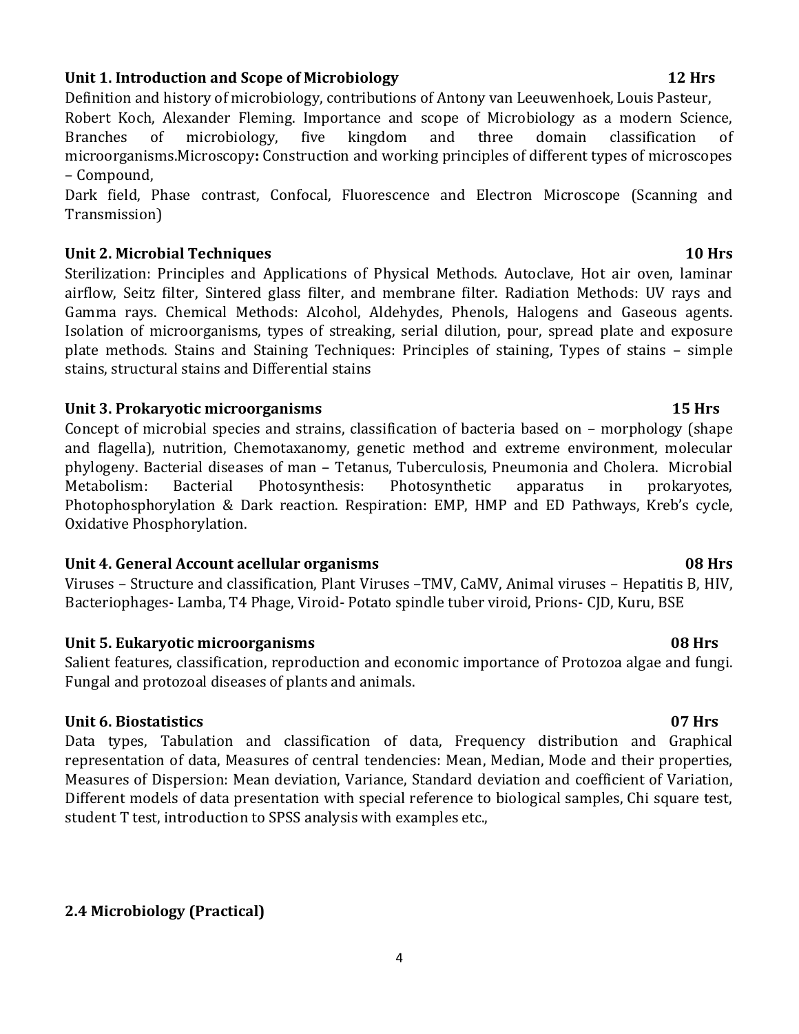**Unit 1. Introduction and Scope of Microbiology 12 Hrs**

Definition and history of microbiology, contributions of Antony van Leeuwenhoek, Louis Pasteur, Robert Koch, Alexander Fleming. Importance and scope of Microbiology as a modern Science, Branches of microbiology, five kingdom and three domain classification of microorganisms.Microscopy**:** Construction and working principles of different types of microscopes – Compound,

Dark field, Phase contrast, Confocal, Fluorescence and Electron Microscope (Scanning and Transmission)

**Unit 2. Microbial Techniques 10 Hrs**

Sterilization: Principles and Applications of Physical Methods. Autoclave, Hot air oven, laminar airflow, Seitz filter, Sintered glass filter, and membrane filter. Radiation Methods: UV rays and Gamma rays. Chemical Methods: Alcohol, Aldehydes, Phenols, Halogens and Gaseous agents. Isolation of microorganisms, types of streaking, serial dilution, pour, spread plate and exposure plate methods. Stains and Staining Techniques: Principles of staining, Types of stains – simple stains, structural stains and Differential stains

**Unit 3. Prokaryotic microorganisms 15 Hrs**

Concept of microbial species and strains, classification of bacteria based on – morphology (shape and flagella), nutrition, Chemotaxanomy, genetic method and extreme environment, molecular phylogeny. Bacterial diseases of man – Tetanus, Tuberculosis, Pneumonia and Cholera. Microbial Metabolism: Bacterial Photosynthesis: Photosynthetic apparatus in prokaryotes, Photophosphorylation & Dark reaction. Respiration: EMP, HMP and ED Pathways, Kreb's cycle, Oxidative Phosphorylation.

**Unit 4. General Account acellular organisms 08 Hrs**

Viruses – Structure and classification, Plant Viruses –TMV, CaMV, Animal viruses – Hepatitis B, HIV, Bacteriophages- Lamba, T4 Phage, Viroid- Potato spindle tuber viroid, Prions- CJD, Kuru, BSE

**Unit 5. Eukaryotic microorganisms 08 Hrs**

Salient features, classification, reproduction and economic importance of Protozoa algae and fungi. Fungal and protozoal diseases of plants and animals.

**Unit 6. Biostatistics 07 Hrs**

Data types, Tabulation and classification of data, Frequency distribution and Graphical representation of data, Measures of central tendencies: Mean, Median, Mode and their properties, Measures of Dispersion: Mean deviation, Variance, Standard deviation and coefficient of Variation, Different models of data presentation with special reference to biological samples, Chi square test, student T test, introduction to SPSS analysis with examples etc.,

**2.4 Microbiology (Practical)**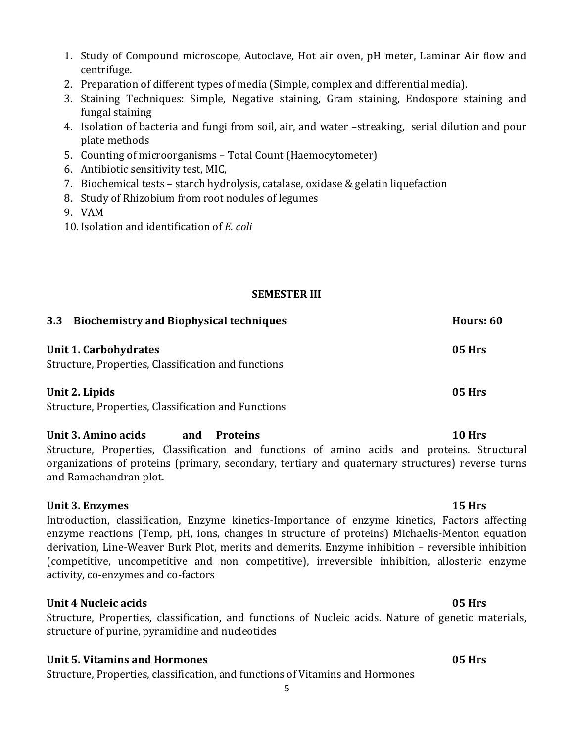1. Study of Compound microscope, Autoclave, Hot air oven, pH meter, Laminar Air flow and centrifuge.
2. Preparation of different types of media (Simple, complex and differential media).
3. Staining Techniques: Simple, Negative staining, Gram staining, Endospore staining and fungal staining
4. Isolation of bacteria and fungi from soil, air, and water –streaking, serial dilution and pour plate methods
5. Counting of microorganisms – Total Count (Haemocytometer)
6. Antibiotic sensitivity test, MIC,
7. Biochemical tests – starch hydrolysis, catalase, oxidase & gelatin liquefaction
8. Study of Rhizobium from root nodules of legumes
9. VAM
10. Isolation and identification of *E. coli*

## SEMESTER III

### 3.3 Biochemistry and Biophysical techniques — Hours: 60

**Unit 1. Carbohydrates** — **05 Hrs**

Structure, Properties, Classification and functions

**Unit 2. Lipids** — **05 Hrs**

Structure, Properties, Classification and Functions

**Unit 3. Amino acids and Proteins** — **10 Hrs**

Structure, Properties, Classification and functions of amino acids and proteins. Structural organizations of proteins (primary, secondary, tertiary and quaternary structures) reverse turns and Ramachandran plot.

**Unit 3. Enzymes** — **15 Hrs**

Introduction, classification, Enzyme kinetics-Importance of enzyme kinetics, Factors affecting enzyme reactions (Temp, pH, ions, changes in structure of proteins) Michaelis-Menton equation derivation, Line-Weaver Burk Plot, merits and demerits. Enzyme inhibition – reversible inhibition (competitive, uncompetitive and non competitive), irreversible inhibition, allosteric enzyme activity, co-enzymes and co-factors

**Unit 4 Nucleic acids** — **05 Hrs**

Structure, Properties, classification, and functions of Nucleic acids. Nature of genetic materials, structure of purine, pyramidine and nucleotides

**Unit 5. Vitamins and Hormones** — **05 Hrs**

Structure, Properties, classification, and functions of Vitamins and Hormones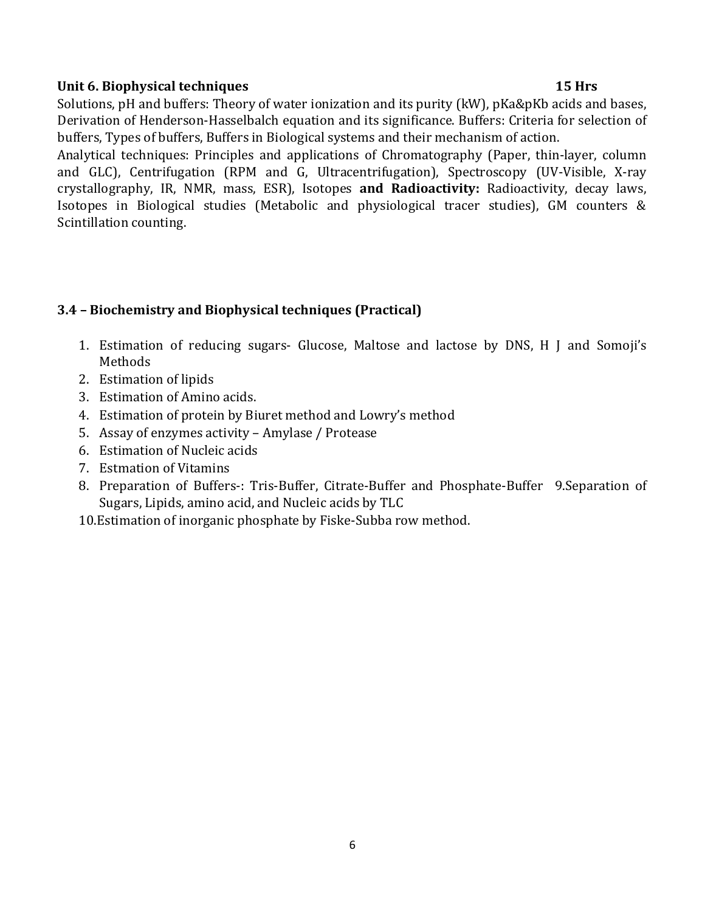**Unit 6. Biophysical techniques 15 Hrs**

Solutions, pH and buffers: Theory of water ionization and its purity (kW), pKa&pKb acids and bases, Derivation of Henderson-Hasselbalch equation and its significance. Buffers: Criteria for selection of buffers, Types of buffers, Buffers in Biological systems and their mechanism of action.

Analytical techniques: Principles and applications of Chromatography (Paper, thin-layer, column and GLC), Centrifugation (RPM and G, Ultracentrifugation), Spectroscopy (UV-Visible, X-ray crystallography, IR, NMR, mass, ESR), Isotopes **and Radioactivity:** Radioactivity, decay laws, Isotopes in Biological studies (Metabolic and physiological tracer studies), GM counters & Scintillation counting.

### 3.4 – Biochemistry and Biophysical techniques (Practical)

1. Estimation of reducing sugars- Glucose, Maltose and lactose by DNS, H J and Somoji's Methods
2. Estimation of lipids
3. Estimation of Amino acids.
4. Estimation of protein by Biuret method and Lowry's method
5. Assay of enzymes activity – Amylase / Protease
6. Estimation of Nucleic acids
7. Estmation of Vitamins
8. Preparation of Buffers-: Tris-Buffer, Citrate-Buffer and Phosphate-Buffer 9.Separation of Sugars, Lipids, amino acid, and Nucleic acids by TLC

10.Estimation of inorganic phosphate by Fiske-Subba row method.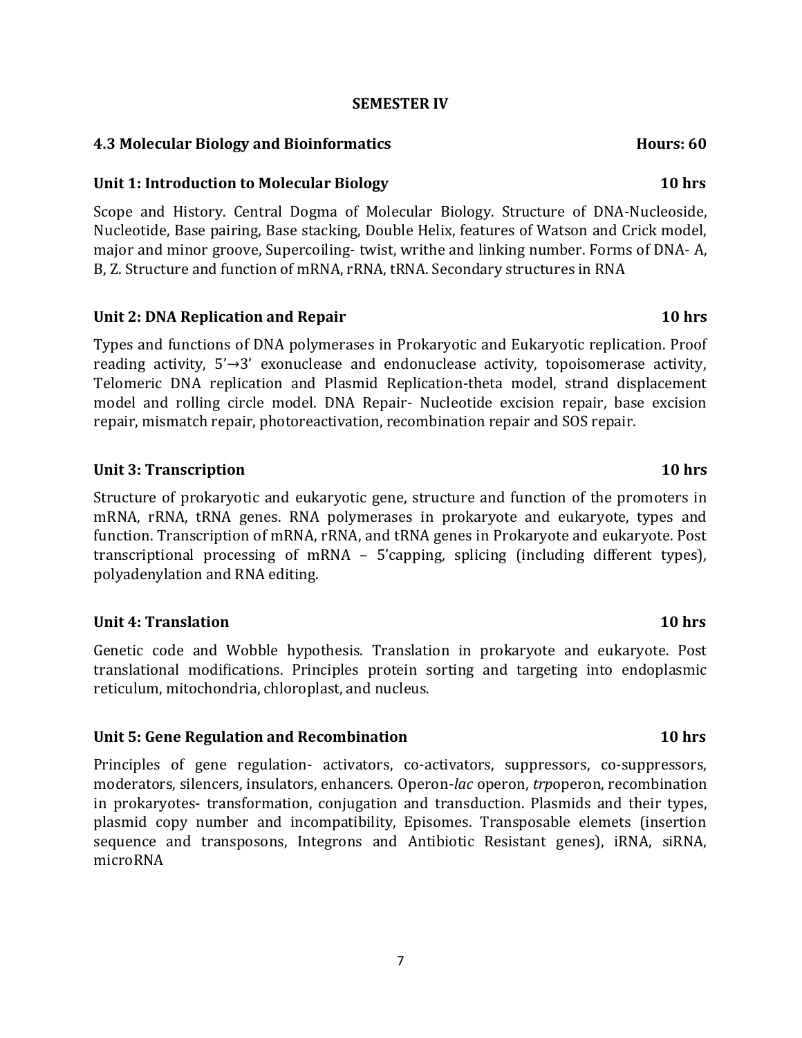## SEMESTER IV

### 4.3 Molecular Biology and Bioinformatics — Hours: 60

#### Unit 1: Introduction to Molecular Biology — 10 hrs

Scope and History. Central Dogma of Molecular Biology. Structure of DNA-Nucleoside, Nucleotide, Base pairing, Base stacking, Double Helix, features of Watson and Crick model, major and minor groove, Supercoiling- twist, writhe and linking number. Forms of DNA- A, B, Z. Structure and function of mRNA, rRNA, tRNA. Secondary structures in RNA

#### Unit 2: DNA Replication and Repair — 10 hrs

Types and functions of DNA polymerases in Prokaryotic and Eukaryotic replication. Proof reading activity, 5'→3' exonuclease and endonuclease activity, topoisomerase activity, Telomeric DNA replication and Plasmid Replication-theta model, strand displacement model and rolling circle model. DNA Repair- Nucleotide excision repair, base excision repair, mismatch repair, photoreactivation, recombination repair and SOS repair.

#### Unit 3: Transcription — 10 hrs

Structure of prokaryotic and eukaryotic gene, structure and function of the promoters in mRNA, rRNA, tRNA genes. RNA polymerases in prokaryote and eukaryote, types and function. Transcription of mRNA, rRNA, and tRNA genes in Prokaryote and eukaryote. Post transcriptional processing of mRNA – 5'capping, splicing (including different types), polyadenylation and RNA editing.

#### Unit 4: Translation — 10 hrs

Genetic code and Wobble hypothesis. Translation in prokaryote and eukaryote. Post translational modifications. Principles protein sorting and targeting into endoplasmic reticulum, mitochondria, chloroplast, and nucleus.

#### Unit 5: Gene Regulation and Recombination — 10 hrs

Principles of gene regulation- activators, co-activators, suppressors, co-suppressors, moderators, silencers, insulators, enhancers. Operon-*lac* operon, *trp*operon, recombination in prokaryotes- transformation, conjugation and transduction. Plasmids and their types, plasmid copy number and incompatibility, Episomes. Transposable elemets (insertion sequence and transposons, Integrons and Antibiotic Resistant genes), iRNA, siRNA, microRNA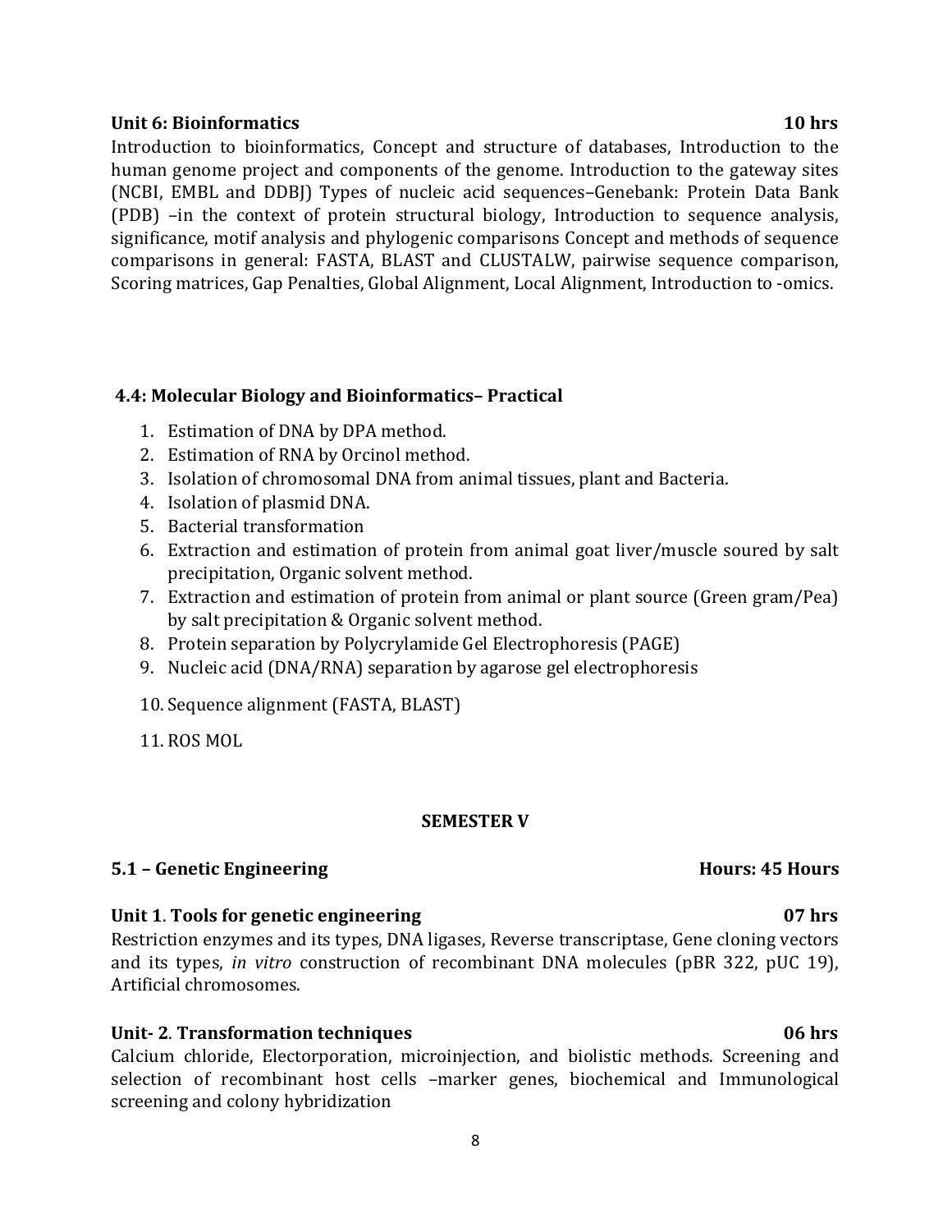**Unit 6: Bioinformatics 10 hrs**

Introduction to bioinformatics, Concept and structure of databases, Introduction to the human genome project and components of the genome. Introduction to the gateway sites (NCBI, EMBL and DDBJ) Types of nucleic acid sequences–Genebank: Protein Data Bank (PDB) –in the context of protein structural biology, Introduction to sequence analysis, significance, motif analysis and phylogenic comparisons Concept and methods of sequence comparisons in general: FASTA, BLAST and CLUSTALW, pairwise sequence comparison, Scoring matrices, Gap Penalties, Global Alignment, Local Alignment, Introduction to -omics.

**4.4: Molecular Biology and Bioinformatics– Practical**

1. Estimation of DNA by DPA method.
2. Estimation of RNA by Orcinol method.
3. Isolation of chromosomal DNA from animal tissues, plant and Bacteria.
4. Isolation of plasmid DNA.
5. Bacterial transformation
6. Extraction and estimation of protein from animal goat liver/muscle soured by salt precipitation, Organic solvent method.
7. Extraction and estimation of protein from animal or plant source (Green gram/Pea) by salt precipitation & Organic solvent method.
8. Protein separation by Polycrylamide Gel Electrophoresis (PAGE)
9. Nucleic acid (DNA/RNA) separation by agarose gel electrophoresis
10. Sequence alignment (FASTA, BLAST)
11. ROS MOL

## SEMESTER V

**5.1 – Genetic Engineering Hours: 45 Hours**

**Unit 1. Tools for genetic engineering 07 hrs**

Restriction enzymes and its types, DNA ligases, Reverse transcriptase, Gene cloning vectors and its types, *in vitro* construction of recombinant DNA molecules (pBR 322, pUC 19), Artificial chromosomes.

**Unit- 2. Transformation techniques 06 hrs**

Calcium chloride, Electorporation, microinjection, and biolistic methods. Screening and selection of recombinant host cells –marker genes, biochemical and Immunological screening and colony hybridization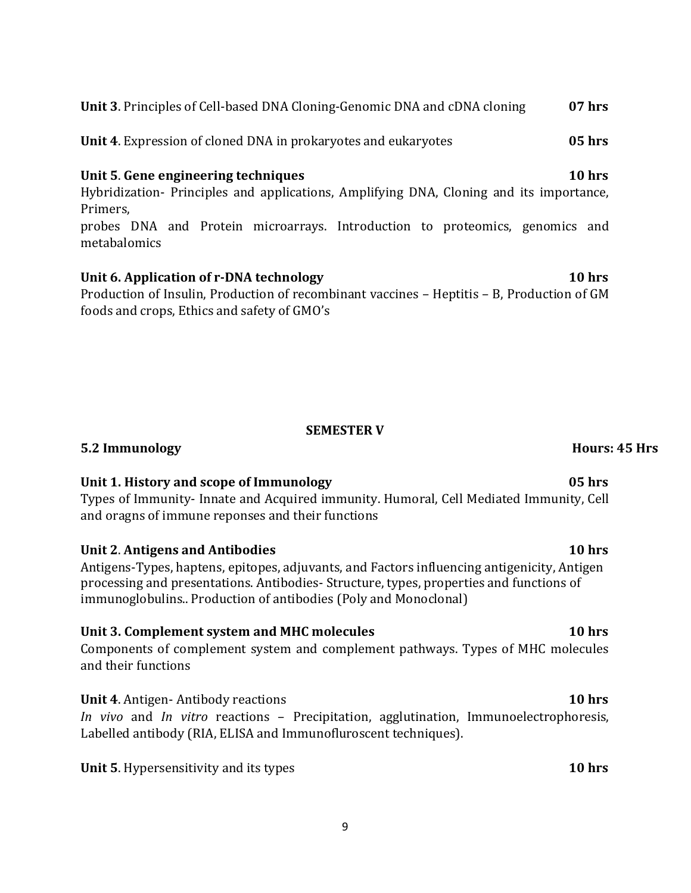**Unit 3**. Principles of Cell-based DNA Cloning-Genomic DNA and cDNA cloning **07 hrs**

**Unit 4**. Expression of cloned DNA in prokaryotes and eukaryotes **05 hrs**

**Unit 5**. **Gene engineering techniques** **10 hrs**

Hybridization- Principles and applications, Amplifying DNA, Cloning and its importance, Primers,

probes DNA and Protein microarrays. Introduction to proteomics, genomics and metabalomics

**Unit 6. Application of r-DNA technology** **10 hrs**

Production of Insulin, Production of recombinant vaccines – Heptitis – B, Production of GM foods and crops, Ethics and safety of GMO's

## SEMESTER V

### 5.2 Immunology **Hours: 45 Hrs**

**Unit 1. History and scope of Immunology** **05 hrs**

Types of Immunity- Innate and Acquired immunity. Humoral, Cell Mediated Immunity, Cell and oragns of immune reponses and their functions

**Unit 2**. **Antigens and Antibodies** **10 hrs**

Antigens-Types, haptens, epitopes, adjuvants, and Factors influencing antigenicity, Antigen processing and presentations. Antibodies- Structure, types, properties and functions of immunoglobulins.. Production of antibodies (Poly and Monoclonal)

**Unit 3. Complement system and MHC molecules** **10 hrs**

Components of complement system and complement pathways. Types of MHC molecules and their functions

**Unit 4**. Antigen- Antibody reactions **10 hrs**

*In vivo* and *In vitro* reactions – Precipitation, agglutination, Immunoelectrophoresis, Labelled antibody (RIA, ELISA and Immunofluroscent techniques).

**Unit 5**. Hypersensitivity and its types **10 hrs**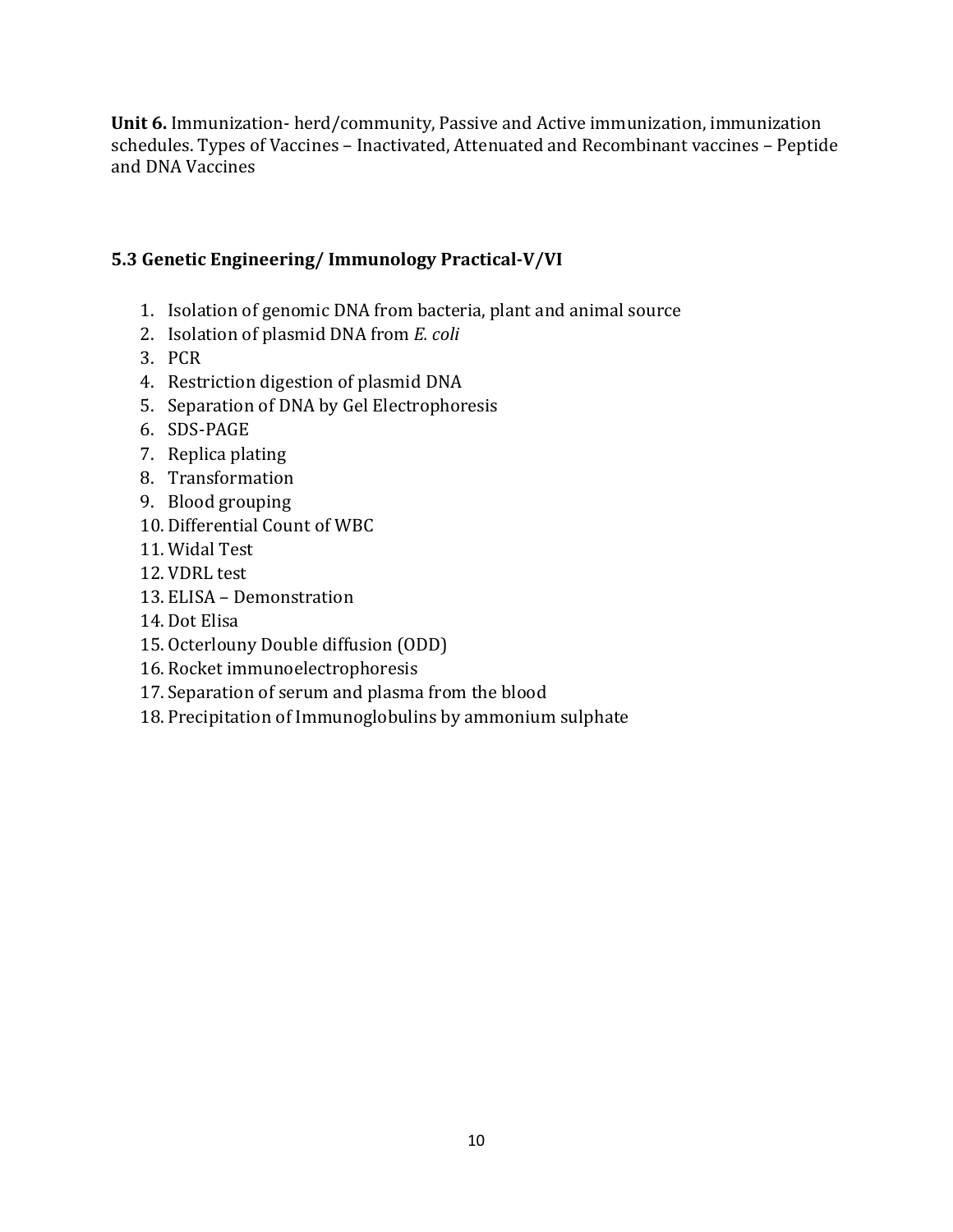**Unit 6.** Immunization- herd/community, Passive and Active immunization, immunization schedules. Types of Vaccines – Inactivated, Attenuated and Recombinant vaccines – Peptide and DNA Vaccines

### 5.3 Genetic Engineering/ Immunology Practical-V/VI

1. Isolation of genomic DNA from bacteria, plant and animal source
2. Isolation of plasmid DNA from *E. coli*
3. PCR
4. Restriction digestion of plasmid DNA
5. Separation of DNA by Gel Electrophoresis
6. SDS-PAGE
7. Replica plating
8. Transformation
9. Blood grouping
10. Differential Count of WBC
11. Widal Test
12. VDRL test
13. ELISA – Demonstration
14. Dot Elisa
15. Octerlouny Double diffusion (ODD)
16. Rocket immunoelectrophoresis
17. Separation of serum and plasma from the blood
18. Precipitation of Immunoglobulins by ammonium sulphate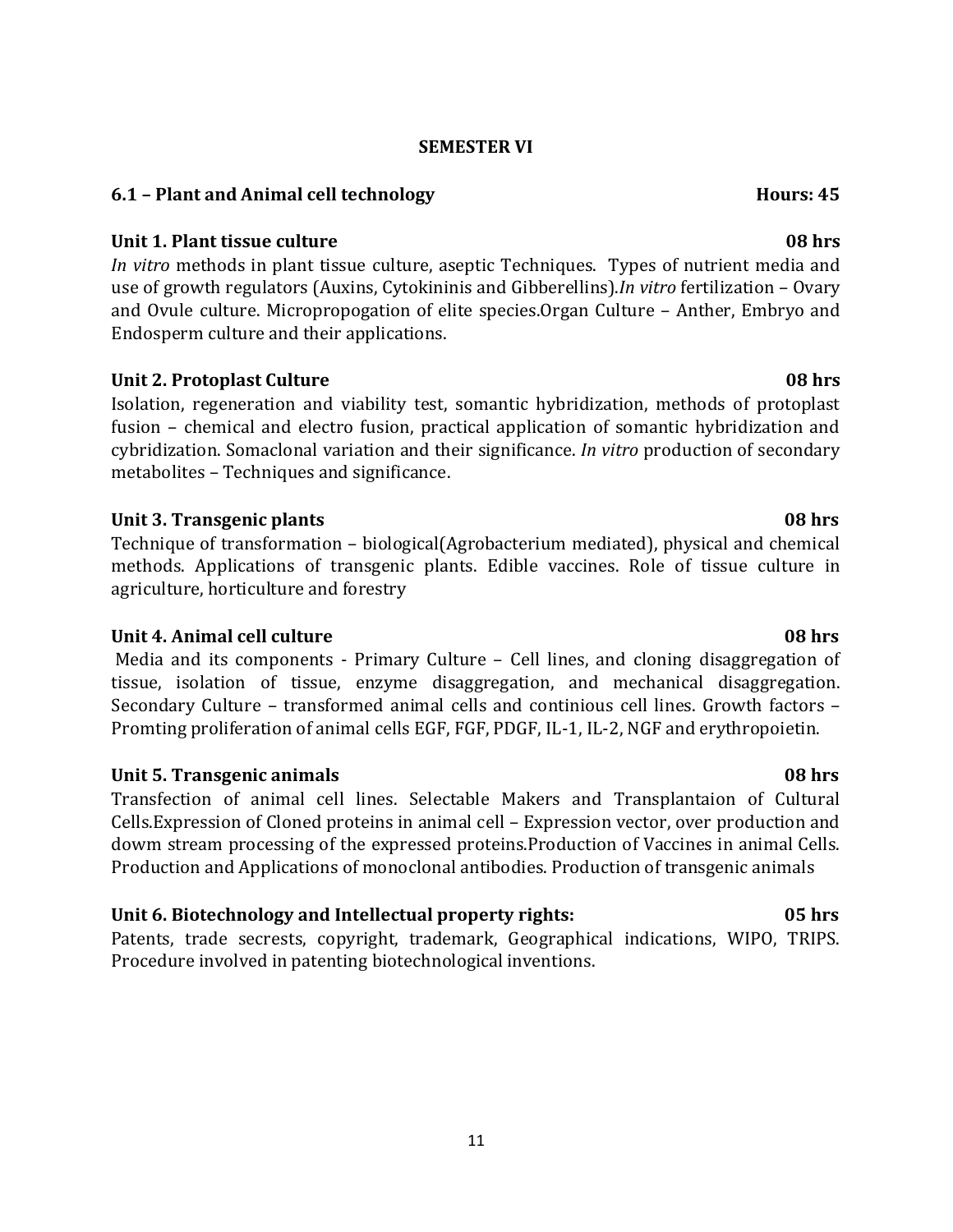## SEMESTER VI

### 6.1 – Plant and Animal cell technology — Hours: 45

**Unit 1. Plant tissue culture — 08 hrs**

*In vitro* methods in plant tissue culture, aseptic Techniques. Types of nutrient media and use of growth regulators (Auxins, Cytokininis and Gibberellins).*In vitro* fertilization – Ovary and Ovule culture. Micropropogation of elite species.Organ Culture – Anther, Embryo and Endosperm culture and their applications.

**Unit 2. Protoplast Culture — 08 hrs**

Isolation, regeneration and viability test, somantic hybridization, methods of protoplast fusion – chemical and electro fusion, practical application of somantic hybridization and cybridization. Somaclonal variation and their significance. *In vitro* production of secondary metabolites – Techniques and significance.

**Unit 3. Transgenic plants — 08 hrs**

Technique of transformation – biological(Agrobacterium mediated), physical and chemical methods. Applications of transgenic plants. Edible vaccines. Role of tissue culture in agriculture, horticulture and forestry

**Unit 4. Animal cell culture — 08 hrs**

Media and its components - Primary Culture – Cell lines, and cloning disaggregation of tissue, isolation of tissue, enzyme disaggregation, and mechanical disaggregation. Secondary Culture – transformed animal cells and continious cell lines. Growth factors – Promting proliferation of animal cells EGF, FGF, PDGF, IL-1, IL-2, NGF and erythropoietin.

**Unit 5. Transgenic animals — 08 hrs**

Transfection of animal cell lines. Selectable Makers and Transplantaion of Cultural Cells.Expression of Cloned proteins in animal cell – Expression vector, over production and dowm stream processing of the expressed proteins.Production of Vaccines in animal Cells. Production and Applications of monoclonal antibodies. Production of transgenic animals

**Unit 6. Biotechnology and Intellectual property rights: — 05 hrs**

Patents, trade secrests, copyright, trademark, Geographical indications, WIPO, TRIPS. Procedure involved in patenting biotechnological inventions.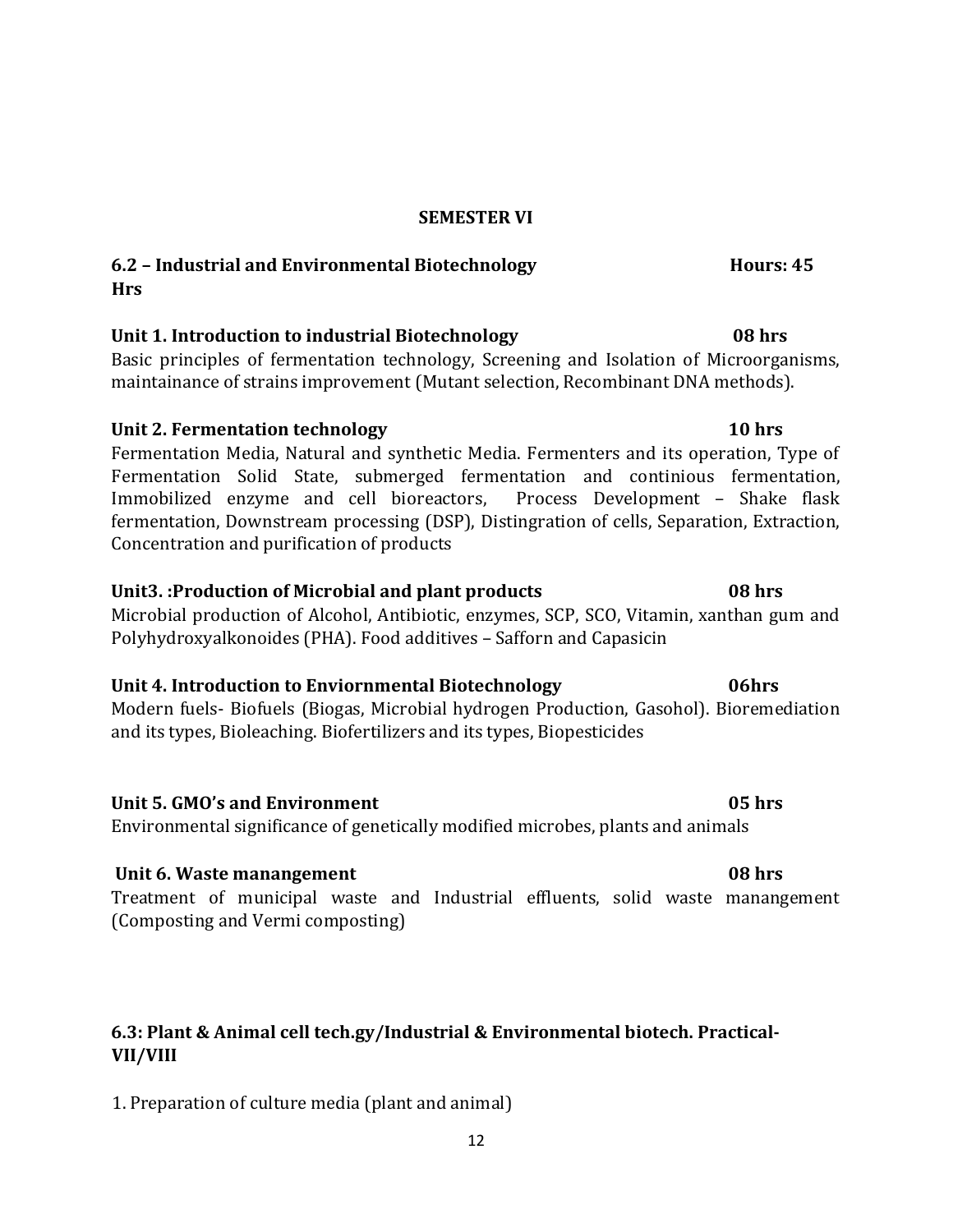## SEMESTER VI

### 6.2 – Industrial and Environmental Biotechnology Hours: 45 Hrs

**Unit 1. Introduction to industrial Biotechnology 08 hrs**

Basic principles of fermentation technology, Screening and Isolation of Microorganisms, maintainance of strains improvement (Mutant selection, Recombinant DNA methods).

**Unit 2. Fermentation technology 10 hrs**

Fermentation Media, Natural and synthetic Media. Fermenters and its operation, Type of Fermentation Solid State, submerged fermentation and continious fermentation, Immobilized enzyme and cell bioreactors, Process Development – Shake flask fermentation, Downstream processing (DSP), Distingration of cells, Separation, Extraction, Concentration and purification of products

**Unit3. :Production of Microbial and plant products 08 hrs**

Microbial production of Alcohol, Antibiotic, enzymes, SCP, SCO, Vitamin, xanthan gum and Polyhydroxyalkonoides (PHA). Food additives – Safforn and Capasicin

**Unit 4. Introduction to Enviornmental Biotechnology 06hrs**

Modern fuels- Biofuels (Biogas, Microbial hydrogen Production, Gasohol). Bioremediation and its types, Bioleaching. Biofertilizers and its types, Biopesticides

**Unit 5. GMO's and Environment 05 hrs**

Environmental significance of genetically modified microbes, plants and animals

**Unit 6. Waste manangement 08 hrs**

Treatment of municipal waste and Industrial effluents, solid waste manangement (Composting and Vermi composting)

### 6.3: Plant & Animal cell tech.gy/Industrial & Environmental biotech. Practical-VII/VIII

1. Preparation of culture media (plant and animal)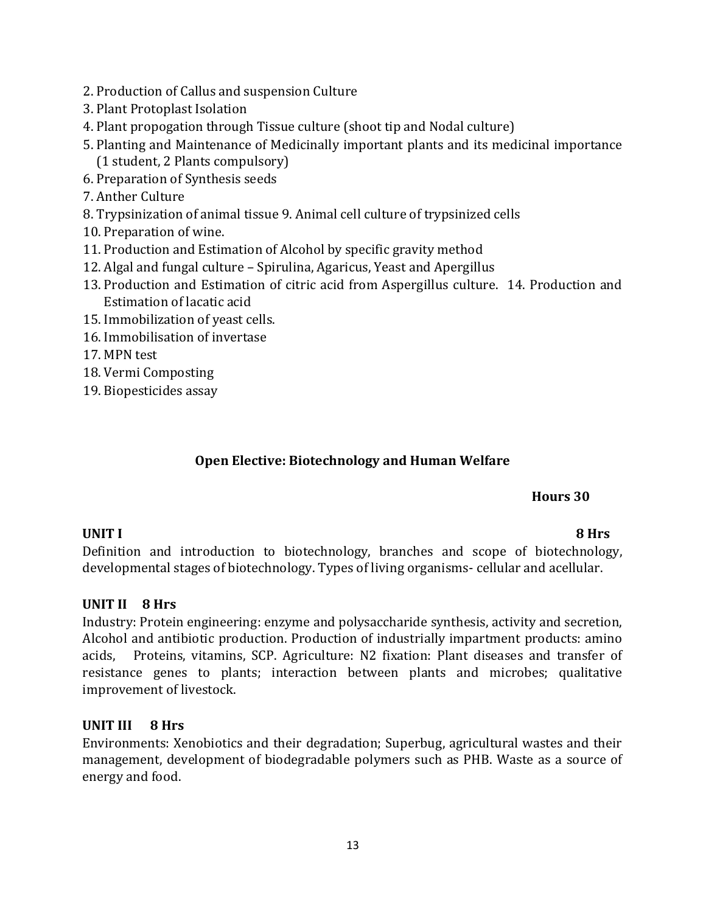2. Production of Callus and suspension Culture
3. Plant Protoplast Isolation
4. Plant propogation through Tissue culture (shoot tip and Nodal culture)
5. Planting and Maintenance of Medicinally important plants and its medicinal importance (1 student, 2 Plants compulsory)
6. Preparation of Synthesis seeds
7. Anther Culture
8. Trypsinization of animal tissue 9. Animal cell culture of trypsinized cells
10. Preparation of wine.
11. Production and Estimation of Alcohol by specific gravity method
12. Algal and fungal culture – Spirulina, Agaricus, Yeast and Apergillus
13. Production and Estimation of citric acid from Aspergillus culture. 14. Production and Estimation of lacatic acid
15. Immobilization of yeast cells.
16. Immobilisation of invertase
17. MPN test
18. Vermi Composting
19. Biopesticides assay

## Open Elective: Biotechnology and Human Welfare

**Hours 30**

**UNIT I** **8 Hrs**

Definition and introduction to biotechnology, branches and scope of biotechnology, developmental stages of biotechnology. Types of living organisms- cellular and acellular.

**UNIT II 8 Hrs**

Industry: Protein engineering: enzyme and polysaccharide synthesis, activity and secretion, Alcohol and antibiotic production. Production of industrially impartment products: amino acids, Proteins, vitamins, SCP. Agriculture: N2 fixation: Plant diseases and transfer of resistance genes to plants; interaction between plants and microbes; qualitative improvement of livestock.

**UNIT III 8 Hrs**

Environments: Xenobiotics and their degradation; Superbug, agricultural wastes and their management, development of biodegradable polymers such as PHB. Waste as a source of energy and food.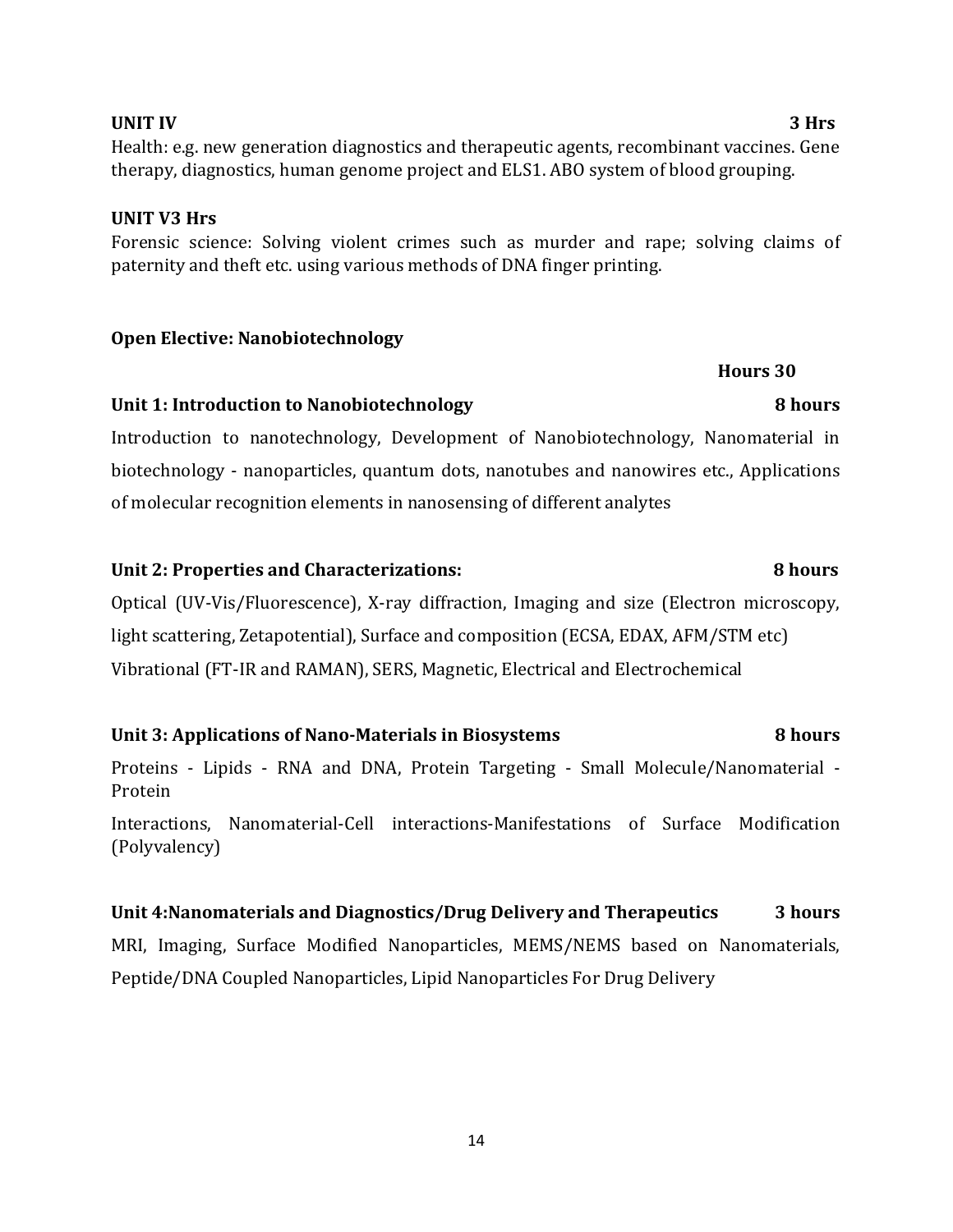**UNIT IV** **3 Hrs**

Health: e.g. new generation diagnostics and therapeutic agents, recombinant vaccines. Gene therapy, diagnostics, human genome project and ELS1. ABO system of blood grouping.

**UNIT V3 Hrs**

Forensic science: Solving violent crimes such as murder and rape; solving claims of paternity and theft etc. using various methods of DNA finger printing.

## Open Elective: Nanobiotechnology

**Hours 30**

### Unit 1: Introduction to Nanobiotechnology — 8 hours

Introduction to nanotechnology, Development of Nanobiotechnology, Nanomaterial in biotechnology - nanoparticles, quantum dots, nanotubes and nanowires etc., Applications of molecular recognition elements in nanosensing of different analytes

### Unit 2: Properties and Characterizations: — 8 hours

Optical (UV-Vis/Fluorescence), X-ray diffraction, Imaging and size (Electron microscopy, light scattering, Zetapotential), Surface and composition (ECSA, EDAX, AFM/STM etc)
Vibrational (FT-IR and RAMAN), SERS, Magnetic, Electrical and Electrochemical

### Unit 3: Applications of Nano-Materials in Biosystems — 8 hours

Proteins - Lipids - RNA and DNA, Protein Targeting - Small Molecule/Nanomaterial - Protein

Interactions, Nanomaterial-Cell interactions-Manifestations of Surface Modification (Polyvalency)

### Unit 4:Nanomaterials and Diagnostics/Drug Delivery and Therapeutics — 3 hours

MRI, Imaging, Surface Modified Nanoparticles, MEMS/NEMS based on Nanomaterials, Peptide/DNA Coupled Nanoparticles, Lipid Nanoparticles For Drug Delivery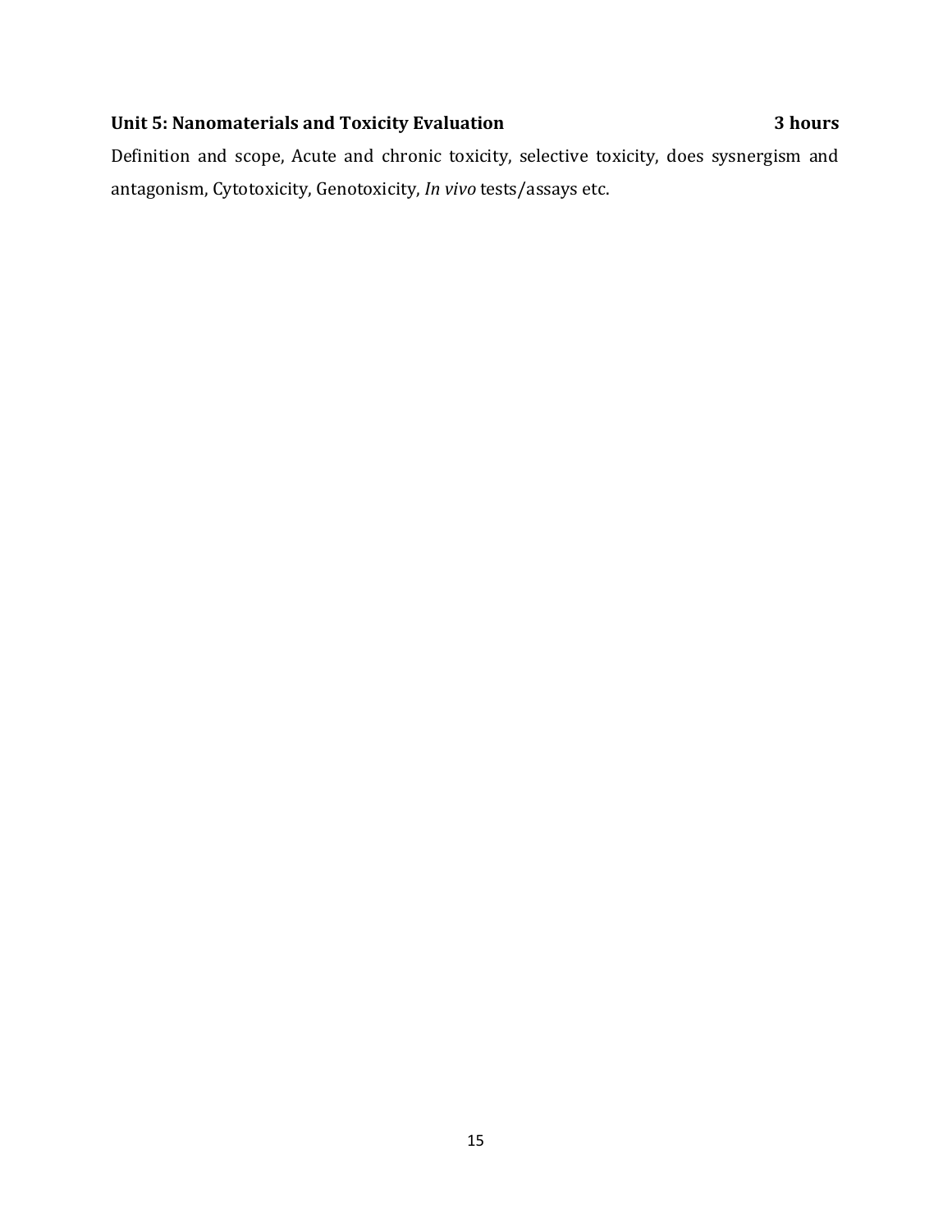**Unit 5: Nanomaterials and Toxicity Evaluation 3 hours**

Definition and scope, Acute and chronic toxicity, selective toxicity, does sysnergism and antagonism, Cytotoxicity, Genotoxicity, *In vivo* tests/assays etc.